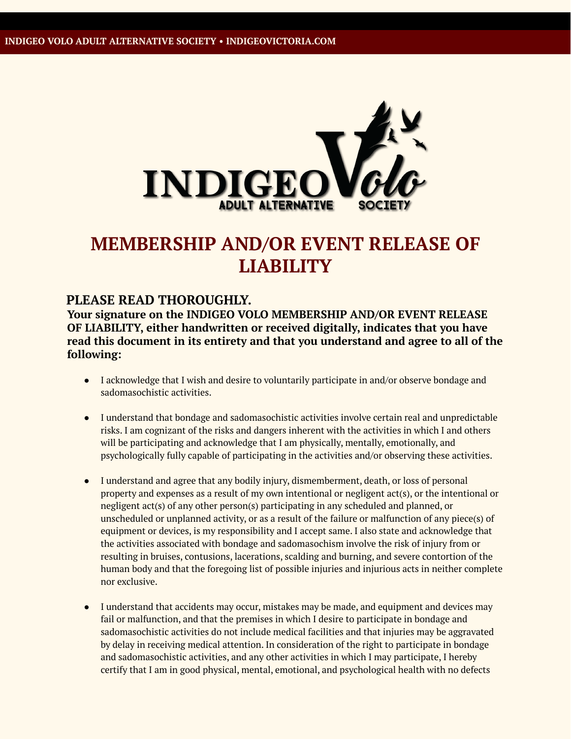INDIGEO Volo ADULT ALTERNATIVE SOCIETY

# MEMBERSHIP AND/OR EVENT RELEASE OF LIABILITY

## PLEASE READ THOROUGHLY.

**Your signature on the INDIGEO VOLO MEMBERSHIP AND/OR EVENT RELEASE OF LIABILITY, either handwritten or received digitally, indicates that you have read this document in its entirety and that you understand and agree to all of the following:**

- I acknowledge that I wish and desire to voluntarily participate in and/or observe bondage and sadomasochistic activities.

- I understand that bondage and sadomasochistic activities involve certain real and unpredictable risks. I am cognizant of the risks and dangers inherent with the activities in which I and others will be participating and acknowledge that I am physically, mentally, emotionally, and psychologically fully capable of participating in the activities and/or observing these activities.

- I understand and agree that any bodily injury, dismemberment, death, or loss of personal property and expenses as a result of my own intentional or negligent act(s), or the intentional or negligent act(s) of any other person(s) participating in any scheduled and planned, or unscheduled or unplanned activity, or as a result of the failure or malfunction of any piece(s) of equipment or devices, is my responsibility and I accept same. I also state and acknowledge that the activities associated with bondage and sadomasochism involve the risk of injury from or resulting in bruises, contusions, lacerations, scalding and burning, and severe contortion of the human body and that the foregoing list of possible injuries and injurious acts in neither complete nor exclusive.

- I understand that accidents may occur, mistakes may be made, and equipment and devices may fail or malfunction, and that the premises in which I desire to participate in bondage and sadomasochistic activities do not include medical facilities and that injuries may be aggravated by delay in receiving medical attention. In consideration of the right to participate in bondage and sadomasochistic activities, and any other activities in which I may participate, I hereby certify that I am in good physical, mental, emotional, and psychological health with no defects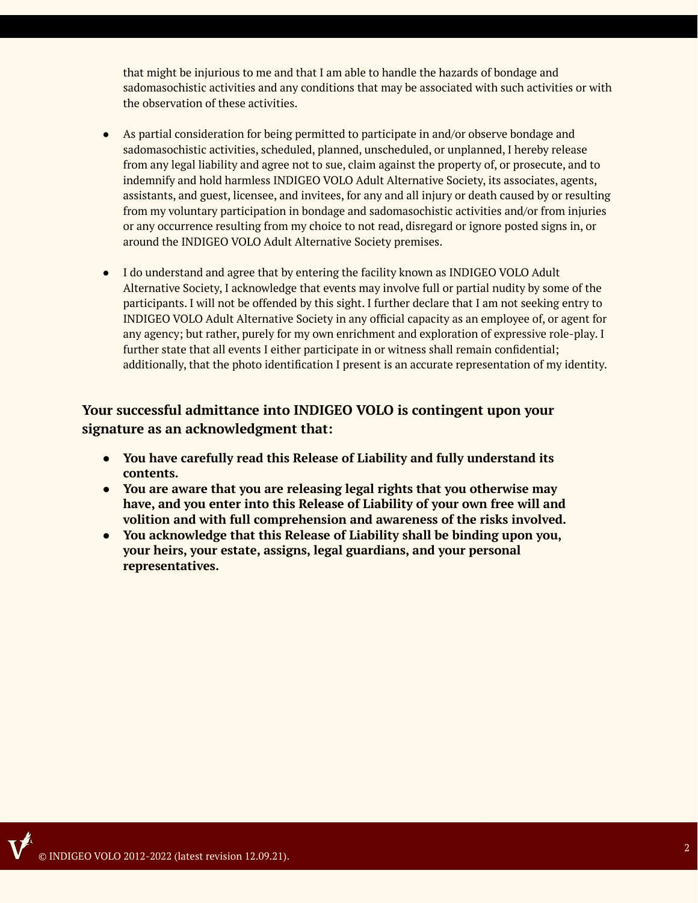that might be injurious to me and that I am able to handle the hazards of bondage and sadomasochistic activities and any conditions that may be associated with such activities or with the observation of these activities.

- As partial consideration for being permitted to participate in and/or observe bondage and sadomasochistic activities, scheduled, planned, unscheduled, or unplanned, I hereby release from any legal liability and agree not to sue, claim against the property of, or prosecute, and to indemnify and hold harmless INDIGEO VOLO Adult Alternative Society, its associates, agents, assistants, and guest, licensee, and invitees, for any and all injury or death caused by or resulting from my voluntary participation in bondage and sadomasochistic activities and/or from injuries or any occurrence resulting from my choice to not read, disregard or ignore posted signs in, or around the INDIGEO VOLO Adult Alternative Society premises.

- I do understand and agree that by entering the facility known as INDIGEO VOLO Adult Alternative Society, I acknowledge that events may involve full or partial nudity by some of the participants. I will not be offended by this sight. I further declare that I am not seeking entry to INDIGEO VOLO Adult Alternative Society in any official capacity as an employee of, or agent for any agency; but rather, purely for my own enrichment and exploration of expressive role-play. I further state that all events I either participate in or witness shall remain confidential; additionally, that the photo identification I present is an accurate representation of my identity.

**Your successful admittance into INDIGEO VOLO is contingent upon your signature as an acknowledgment that:**

- **You have carefully read this Release of Liability and fully understand its contents.**
- **You are aware that you are releasing legal rights that you otherwise may have, and you enter into this Release of Liability of your own free will and volition and with full comprehension and awareness of the risks involved.**
- **You acknowledge that this Release of Liability shall be binding upon you, your heirs, your estate, assigns, legal guardians, and your personal representatives.**

© INDIGEO VOLO 2012-2022 (latest revision 12.09.21).